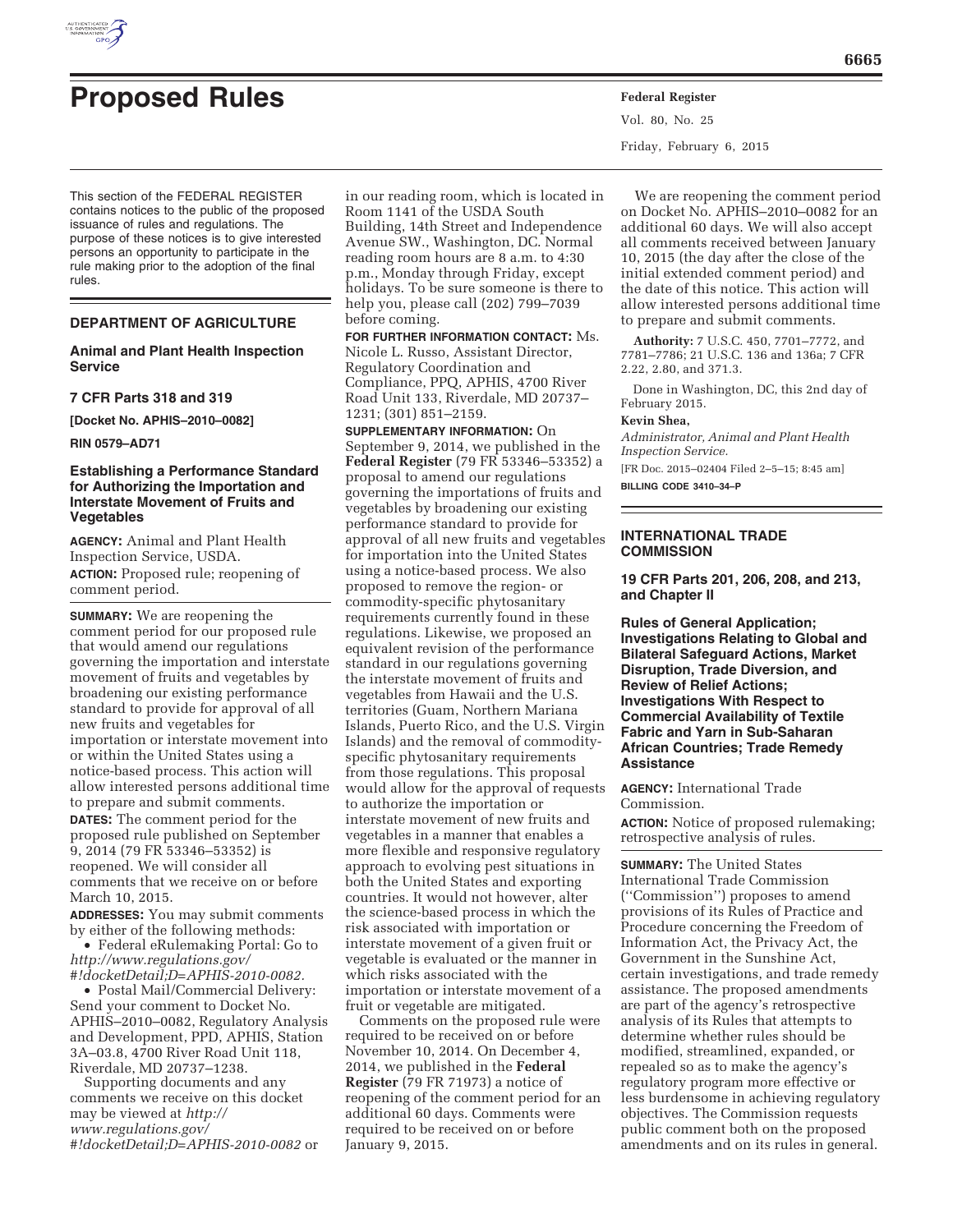# Proposed Rules

This section of the FEDERAL REGISTER contains notices to the public of the proposed issuance of rules and regulations. The purpose of these notices is to give interested persons an opportunity to participate in the rule making prior to the adoption of the final rules.

## DEPARTMENT OF AGRICULTURE

### Animal and Plant Health Inspection Service

### 7 CFR Parts 318 and 319

**[Docket No. APHIS–2010–0082]**

**RIN 0579–AD71**

### Establishing a Performance Standard for Authorizing the Importation and Interstate Movement of Fruits and Vegetables

**AGENCY:** Animal and Plant Health Inspection Service, USDA.

**ACTION:** Proposed rule; reopening of comment period.

**SUMMARY:** We are reopening the comment period for our proposed rule that would amend our regulations governing the importation and interstate movement of fruits and vegetables by broadening our existing performance standard to provide for approval of all new fruits and vegetables for importation or interstate movement into or within the United States using a notice-based process. This action will allow interested persons additional time to prepare and submit comments.

**DATES:** The comment period for the proposed rule published on September 9, 2014 (79 FR 53346–53352) is reopened. We will consider all comments that we receive on or before March 10, 2015.

**ADDRESSES:** You may submit comments by either of the following methods:

- Federal eRulemaking Portal: Go to *http://www.regulations.gov/#!docketDetail;D=APHIS-2010-0082.*
- Postal Mail/Commercial Delivery: Send your comment to Docket No. APHIS–2010–0082, Regulatory Analysis and Development, PPD, APHIS, Station 3A–03.8, 4700 River Road Unit 118, Riverdale, MD 20737–1238.

Supporting documents and any comments we receive on this docket may be viewed at *http://www.regulations.gov/#!docketDetail;D=APHIS-2010-0082* or in our reading room, which is located in Room 1141 of the USDA South Building, 14th Street and Independence Avenue SW., Washington, DC. Normal reading room hours are 8 a.m. to 4:30 p.m., Monday through Friday, except holidays. To be sure someone is there to help you, please call (202) 799–7039 before coming.

**FOR FURTHER INFORMATION CONTACT:** Ms. Nicole L. Russo, Assistant Director, Regulatory Coordination and Compliance, PPQ, APHIS, 4700 River Road Unit 133, Riverdale, MD 20737–1231; (301) 851–2159.

**SUPPLEMENTARY INFORMATION:** On September 9, 2014, we published in the **Federal Register** (79 FR 53346–53352) a proposal to amend our regulations governing the importations of fruits and vegetables by broadening our existing performance standard to provide for approval of all new fruits and vegetables for importation into the United States using a notice-based process. We also proposed to remove the region- or commodity-specific phytosanitary requirements currently found in these regulations. Likewise, we proposed an equivalent revision of the performance standard in our regulations governing the interstate movement of fruits and vegetables from Hawaii and the U.S. territories (Guam, Northern Mariana Islands, Puerto Rico, and the U.S. Virgin Islands) and the removal of commodity-specific phytosanitary requirements from those regulations. This proposal would allow for the approval of requests to authorize the importation or interstate movement of new fruits and vegetables in a manner that enables a more flexible and responsive regulatory approach to evolving pest situations in both the United States and exporting countries. It would not however, alter the science-based process in which the risk associated with importation or interstate movement of a given fruit or vegetable is evaluated or the manner in which risks associated with the importation or interstate movement of a fruit or vegetable are mitigated.

Comments on the proposed rule were required to be received on or before November 10, 2014. On December 4, 2014, we published in the **Federal Register** (79 FR 71973) a notice of reopening of the comment period for an additional 60 days. Comments were required to be received on or before January 9, 2015.

We are reopening the comment period on Docket No. APHIS–2010–0082 for an additional 60 days. We will also accept all comments received between January 10, 2015 (the day after the close of the initial extended comment period) and the date of this notice. This action will allow interested persons additional time to prepare and submit comments.

**Authority:** 7 U.S.C. 450, 7701–7772, and 7781–7786; 21 U.S.C. 136 and 136a; 7 CFR 2.22, 2.80, and 371.3.

Done in Washington, DC, this 2nd day of February 2015.

**Kevin Shea,**

*Administrator, Animal and Plant Health Inspection Service.*

[FR Doc. 2015–02404 Filed 2–5–15; 8:45 am]

**BILLING CODE 3410–34–P**

## INTERNATIONAL TRADE COMMISSION

### 19 CFR Parts 201, 206, 208, and 213, and Chapter II

### Rules of General Application; Investigations Relating to Global and Bilateral Safeguard Actions, Market Disruption, Trade Diversion, and Review of Relief Actions; Investigations With Respect to Commercial Availability of Textile Fabric and Yarn in Sub-Saharan African Countries; Trade Remedy Assistance

**AGENCY:** International Trade Commission.

**ACTION:** Notice of proposed rulemaking; retrospective analysis of rules.

**SUMMARY:** The United States International Trade Commission (''Commission'') proposes to amend provisions of its Rules of Practice and Procedure concerning the Freedom of Information Act, the Privacy Act, the Government in the Sunshine Act, certain investigations, and trade remedy assistance. The proposed amendments are part of the agency's retrospective analysis of its Rules that attempts to determine whether rules should be modified, streamlined, expanded, or repealed so as to make the agency's regulatory program more effective or less burdensome in achieving regulatory objectives. The Commission requests public comment both on the proposed amendments and on its rules in general.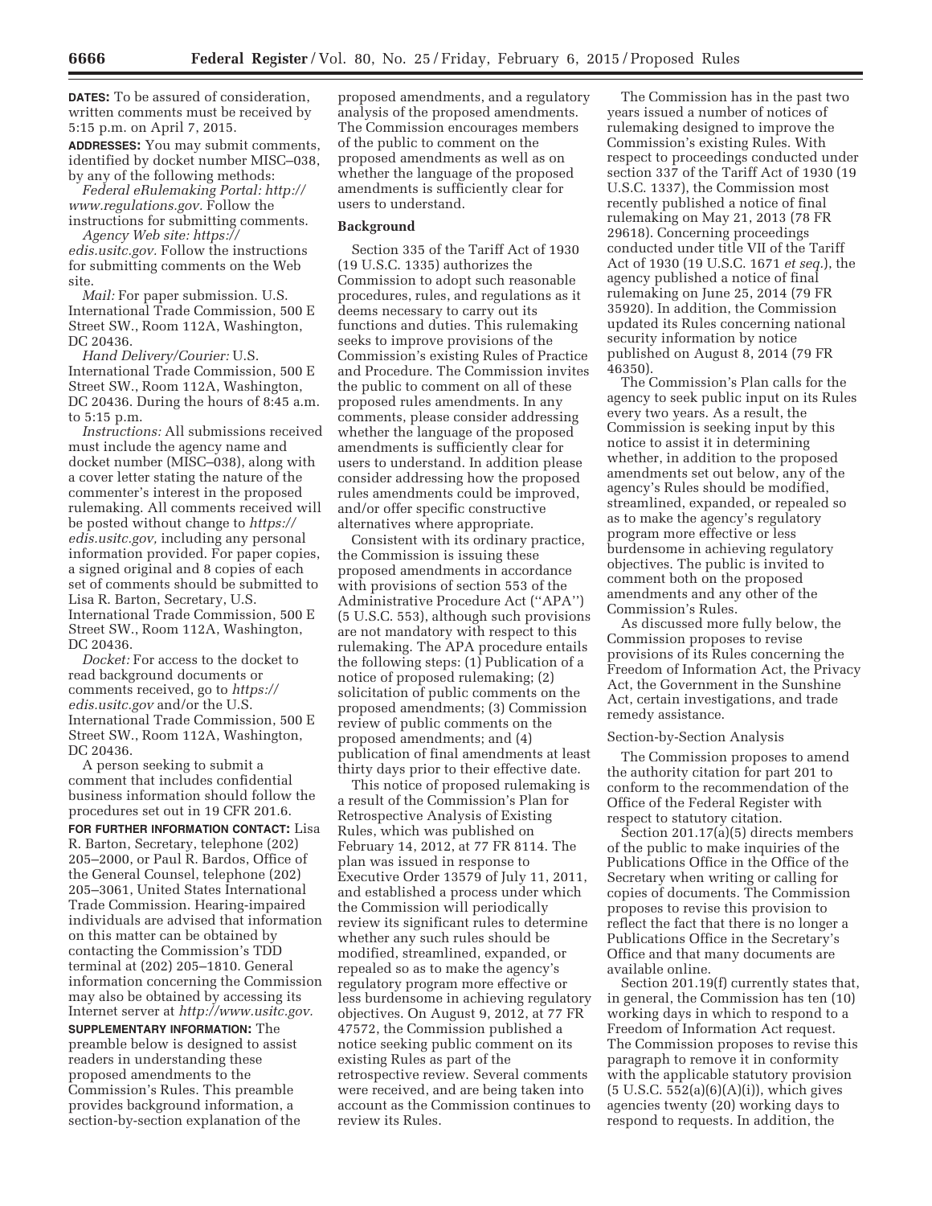**DATES:** To be assured of consideration, written comments must be received by 5:15 p.m. on April 7, 2015.

**ADDRESSES:** You may submit comments, identified by docket number MISC–038, by any of the following methods:

*Federal eRulemaking Portal: http://www.regulations.gov.* Follow the instructions for submitting comments.

*Agency Web site: https://edis.usitc.gov.* Follow the instructions for submitting comments on the Web site.

*Mail:* For paper submission. U.S. International Trade Commission, 500 E Street SW., Room 112A, Washington, DC 20436.

*Hand Delivery/Courier:* U.S. International Trade Commission, 500 E Street SW., Room 112A, Washington, DC 20436. During the hours of 8:45 a.m. to 5:15 p.m.

*Instructions:* All submissions received must include the agency name and docket number (MISC–038), along with a cover letter stating the nature of the commenter's interest in the proposed rulemaking. All comments received will be posted without change to *https://edis.usitc.gov,* including any personal information provided. For paper copies, a signed original and 8 copies of each set of comments should be submitted to Lisa R. Barton, Secretary, U.S. International Trade Commission, 500 E Street SW., Room 112A, Washington, DC 20436.

*Docket:* For access to the docket to read background documents or comments received, go to *https://edis.usitc.gov* and/or the U.S. International Trade Commission, 500 E Street SW., Room 112A, Washington, DC 20436.

A person seeking to submit a comment that includes confidential business information should follow the procedures set out in 19 CFR 201.6.

**FOR FURTHER INFORMATION CONTACT:** Lisa R. Barton, Secretary, telephone (202) 205–2000, or Paul R. Bardos, Office of the General Counsel, telephone (202) 205–3061, United States International Trade Commission. Hearing-impaired individuals are advised that information on this matter can be obtained by contacting the Commission's TDD terminal at (202) 205–1810. General information concerning the Commission may also be obtained by accessing its Internet server at *http://www.usitc.gov.*

**SUPPLEMENTARY INFORMATION:** The preamble below is designed to assist readers in understanding these proposed amendments to the Commission's Rules. This preamble provides background information, a section-by-section explanation of the proposed amendments, and a regulatory analysis of the proposed amendments. The Commission encourages members of the public to comment on the proposed amendments as well as on whether the language of the proposed amendments is sufficiently clear for users to understand.

## Background

Section 335 of the Tariff Act of 1930 (19 U.S.C. 1335) authorizes the Commission to adopt such reasonable procedures, rules, and regulations as it deems necessary to carry out its functions and duties. This rulemaking seeks to improve provisions of the Commission's existing Rules of Practice and Procedure. The Commission invites the public to comment on all of these proposed rules amendments. In any comments, please consider addressing whether the language of the proposed amendments is sufficiently clear for users to understand. In addition please consider addressing how the proposed rules amendments could be improved, and/or offer specific constructive alternatives where appropriate.

Consistent with its ordinary practice, the Commission is issuing these proposed amendments in accordance with provisions of section 553 of the Administrative Procedure Act (''APA'') (5 U.S.C. 553), although such provisions are not mandatory with respect to this rulemaking. The APA procedure entails the following steps: (1) Publication of a notice of proposed rulemaking; (2) solicitation of public comments on the proposed amendments; (3) Commission review of public comments on the proposed amendments; and (4) publication of final amendments at least thirty days prior to their effective date.

This notice of proposed rulemaking is a result of the Commission's Plan for Retrospective Analysis of Existing Rules, which was published on February 14, 2012, at 77 FR 8114. The plan was issued in response to Executive Order 13579 of July 11, 2011, and established a process under which the Commission will periodically review its significant rules to determine whether any such rules should be modified, streamlined, expanded, or repealed so as to make the agency's regulatory program more effective or less burdensome in achieving regulatory objectives. On August 9, 2012, at 77 FR 47572, the Commission published a notice seeking public comment on its existing Rules as part of the retrospective review. Several comments were received, and are being taken into account as the Commission continues to review its Rules.

The Commission has in the past two years issued a number of notices of rulemaking designed to improve the Commission's existing Rules. With respect to proceedings conducted under section 337 of the Tariff Act of 1930 (19 U.S.C. 1337), the Commission most recently published a notice of final rulemaking on May 21, 2013 (78 FR 29618). Concerning proceedings conducted under title VII of the Tariff Act of 1930 (19 U.S.C. 1671 *et seq.*), the agency published a notice of final rulemaking on June 25, 2014 (79 FR 35920). In addition, the Commission updated its Rules concerning national security information by notice published on August 8, 2014 (79 FR 46350).

The Commission's Plan calls for the agency to seek public input on its Rules every two years. As a result, the Commission is seeking input by this notice to assist it in determining whether, in addition to the proposed amendments set out below, any of the agency's Rules should be modified, streamlined, expanded, or repealed so as to make the agency's regulatory program more effective or less burdensome in achieving regulatory objectives. The public is invited to comment both on the proposed amendments and any other of the Commission's Rules.

As discussed more fully below, the Commission proposes to revise provisions of its Rules concerning the Freedom of Information Act, the Privacy Act, the Government in the Sunshine Act, certain investigations, and trade remedy assistance.

### Section-by-Section Analysis

The Commission proposes to amend the authority citation for part 201 to conform to the recommendation of the Office of the Federal Register with respect to statutory citation.

Section 201.17(a)(5) directs members of the public to make inquiries of the Publications Office in the Office of the Secretary when writing or calling for copies of documents. The Commission proposes to revise this provision to reflect the fact that there is no longer a Publications Office in the Secretary's Office and that many documents are available online.

Section 201.19(f) currently states that, in general, the Commission has ten (10) working days in which to respond to a Freedom of Information Act request. The Commission proposes to revise this paragraph to remove it in conformity with the applicable statutory provision (5 U.S.C. 552(a)(6)(A)(i)), which gives agencies twenty (20) working days to respond to requests. In addition, the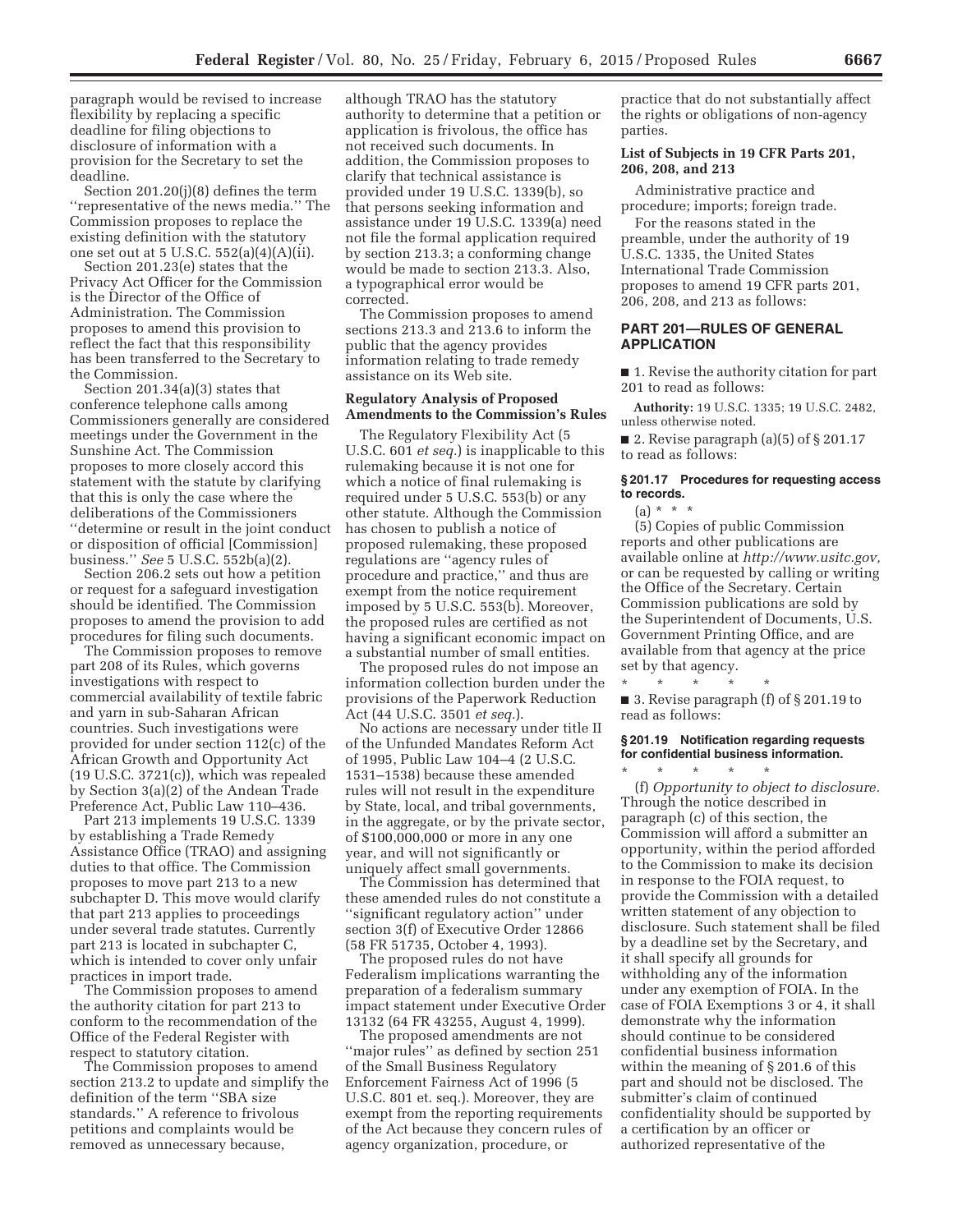paragraph would be revised to increase flexibility by replacing a specific deadline for filing objections to disclosure of information with a provision for the Secretary to set the deadline.

Section 201.20(j)(8) defines the term ''representative of the news media.'' The Commission proposes to replace the existing definition with the statutory one set out at 5 U.S.C. 552(a)(4)(A)(ii).

Section 201.23(e) states that the Privacy Act Officer for the Commission is the Director of the Office of Administration. The Commission proposes to amend this provision to reflect the fact that this responsibility has been transferred to the Secretary to the Commission.

Section 201.34(a)(3) states that conference telephone calls among Commissioners generally are considered meetings under the Government in the Sunshine Act. The Commission proposes to more closely accord this statement with the statute by clarifying that this is only the case where the deliberations of the Commissioners ''determine or result in the joint conduct or disposition of official [Commission] business.'' *See* 5 U.S.C. 552b(a)(2).

Section 206.2 sets out how a petition or request for a safeguard investigation should be identified. The Commission proposes to amend the provision to add procedures for filing such documents.

The Commission proposes to remove part 208 of its Rules, which governs investigations with respect to commercial availability of textile fabric and yarn in sub-Saharan African countries. Such investigations were provided for under section 112(c) of the African Growth and Opportunity Act (19 U.S.C. 3721(c)), which was repealed by Section 3(a)(2) of the Andean Trade Preference Act, Public Law 110–436.

Part 213 implements 19 U.S.C. 1339 by establishing a Trade Remedy Assistance Office (TRAO) and assigning duties to that office. The Commission proposes to move part 213 to a new subchapter D. This move would clarify that part 213 applies to proceedings under several trade statutes. Currently part 213 is located in subchapter C, which is intended to cover only unfair practices in import trade.

The Commission proposes to amend the authority citation for part 213 to conform to the recommendation of the Office of the Federal Register with respect to statutory citation.

The Commission proposes to amend section 213.2 to update and simplify the definition of the term ''SBA size standards.'' A reference to frivolous petitions and complaints would be removed as unnecessary because, although TRAO has the statutory authority to determine that a petition or application is frivolous, the office has not received such documents. In addition, the Commission proposes to clarify that technical assistance is provided under 19 U.S.C. 1339(b), so that persons seeking information and assistance under 19 U.S.C. 1339(a) need not file the formal application required by section 213.3; a conforming change would be made to section 213.3. Also, a typographical error would be corrected.

The Commission proposes to amend sections 213.3 and 213.6 to inform the public that the agency provides information relating to trade remedy assistance on its Web site.

### Regulatory Analysis of Proposed Amendments to the Commission's Rules

The Regulatory Flexibility Act (5 U.S.C. 601 *et seq.*) is inapplicable to this rulemaking because it is not one for which a notice of final rulemaking is required under 5 U.S.C. 553(b) or any other statute. Although the Commission has chosen to publish a notice of proposed rulemaking, these proposed regulations are ''agency rules of procedure and practice,'' and thus are exempt from the notice requirement imposed by 5 U.S.C. 553(b). Moreover, the proposed rules are certified as not having a significant economic impact on a substantial number of small entities.

The proposed rules do not impose an information collection burden under the provisions of the Paperwork Reduction Act (44 U.S.C. 3501 *et seq.*).

No actions are necessary under title II of the Unfunded Mandates Reform Act of 1995, Public Law 104–4 (2 U.S.C. 1531–1538) because these amended rules will not result in the expenditure by State, local, and tribal governments, in the aggregate, or by the private sector, of $100,000,000 or more in any one year, and will not significantly or uniquely affect small governments.

The Commission has determined that these amended rules do not constitute a ''significant regulatory action'' under section 3(f) of Executive Order 12866 (58 FR 51735, October 4, 1993).

The proposed rules do not have Federalism implications warranting the preparation of a federalism summary impact statement under Executive Order 13132 (64 FR 43255, August 4, 1999).

The proposed amendments are not ''major rules'' as defined by section 251 of the Small Business Regulatory Enforcement Fairness Act of 1996 (5 U.S.C. 801 et. seq.). Moreover, they are exempt from the reporting requirements of the Act because they concern rules of agency organization, procedure, or practice that do not substantially affect the rights or obligations of non-agency parties.

### List of Subjects in 19 CFR Parts 201, 206, 208, and 213

Administrative practice and procedure; imports; foreign trade.

For the reasons stated in the preamble, under the authority of 19 U.S.C. 1335, the United States International Trade Commission proposes to amend 19 CFR parts 201, 206, 208, and 213 as follows:

## PART 201—RULES OF GENERAL APPLICATION

■ 1. Revise the authority citation for part 201 to read as follows:

**Authority:** 19 U.S.C. 1335; 19 U.S.C. 2482, unless otherwise noted.

■ 2. Revise paragraph (a)(5) of § 201.17 to read as follows:

### § 201.17 Procedures for requesting access to records.

(a) * * *

(5) Copies of public Commission reports and other publications are available online at *http://www.usitc.gov,* or can be requested by calling or writing the Office of the Secretary. Certain Commission publications are sold by the Superintendent of Documents, U.S. Government Printing Office, and are available from that agency at the price set by that agency.

\* \* \* \* \*

■ 3. Revise paragraph (f) of § 201.19 to read as follows:

### § 201.19 Notification regarding requests for confidential business information.

\* \* \* \* \*

(f) *Opportunity to object to disclosure.* Through the notice described in paragraph (c) of this section, the Commission will afford a submitter an opportunity, within the period afforded to the Commission to make its decision in response to the FOIA request, to provide the Commission with a detailed written statement of any objection to disclosure. Such statement shall be filed by a deadline set by the Secretary, and it shall specify all grounds for withholding any of the information under any exemption of FOIA. In the case of FOIA Exemptions 3 or 4, it shall demonstrate why the information should continue to be considered confidential business information within the meaning of § 201.6 of this part and should not be disclosed. The submitter's claim of continued confidentiality should be supported by a certification by an officer or authorized representative of the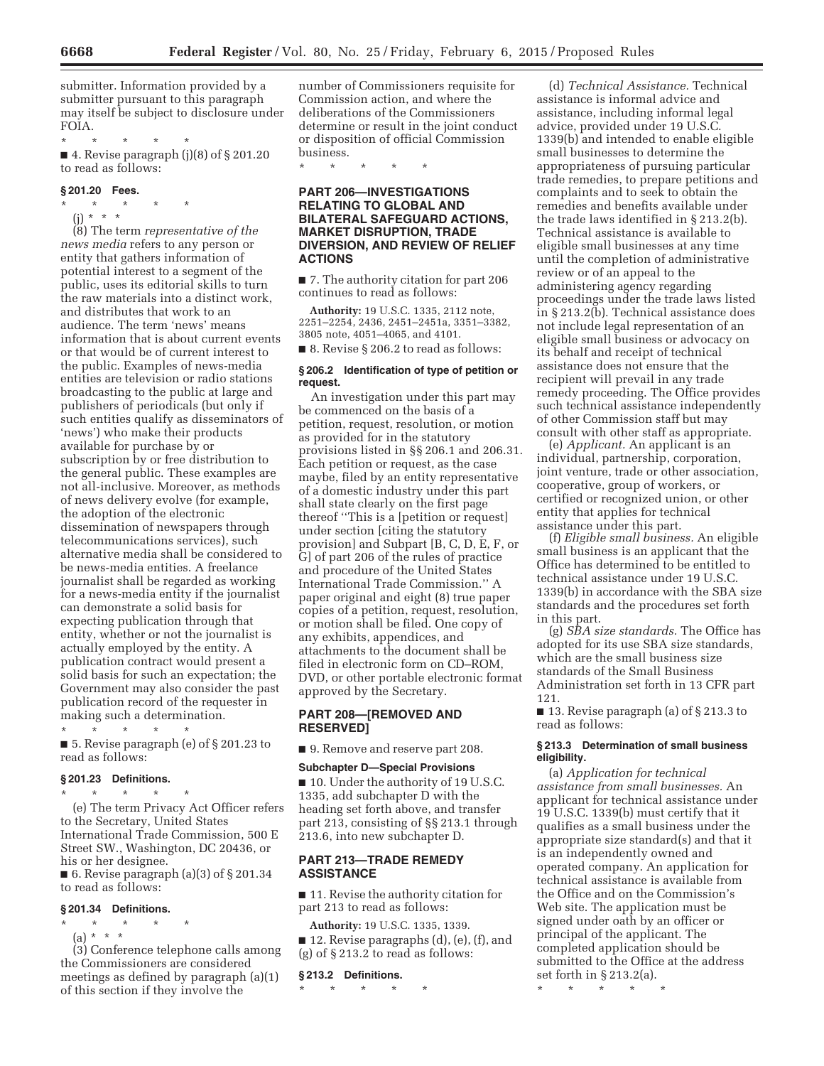submitter. Information provided by a submitter pursuant to this paragraph may itself be subject to disclosure under FOIA.

\* \* \* \* \*

■ 4. Revise paragraph (j)(8) of § 201.20 to read as follows:

### § 201.20 Fees.

\* \* \* \* \*

(j) \* \* \*

(8) The term *representative of the news media* refers to any person or entity that gathers information of potential interest to a segment of the public, uses its editorial skills to turn the raw materials into a distinct work, and distributes that work to an audience. The term 'news' means information that is about current events or that would be of current interest to the public. Examples of news-media entities are television or radio stations broadcasting to the public at large and publishers of periodicals (but only if such entities qualify as disseminators of 'news') who make their products available for purchase by or subscription by or free distribution to the general public. These examples are not all-inclusive. Moreover, as methods of news delivery evolve (for example, the adoption of the electronic dissemination of newspapers through telecommunications services), such alternative media shall be considered to be news-media entities. A freelance journalist shall be regarded as working for a news-media entity if the journalist can demonstrate a solid basis for expecting publication through that entity, whether or not the journalist is actually employed by the entity. A publication contract would present a solid basis for such an expectation; the Government may also consider the past publication record of the requester in making such a determination.

\* \* \* \* \*

■ 5. Revise paragraph (e) of § 201.23 to read as follows:

### § 201.23 Definitions.

\* \* \* \* \*

(e) The term Privacy Act Officer refers to the Secretary, United States International Trade Commission, 500 E Street SW., Washington, DC 20436, or his or her designee.

■ 6. Revise paragraph (a)(3) of § 201.34 to read as follows:

### § 201.34 Definitions.

\* \* \* \* \*

(a) \* \* \*

(3) Conference telephone calls among the Commissioners are considered meetings as defined by paragraph (a)(1) of this section if they involve the number of Commissioners requisite for Commission action, and where the deliberations of the Commissioners determine or result in the joint conduct or disposition of official Commission business.

\* \* \* \* \*

## PART 206—INVESTIGATIONS RELATING TO GLOBAL AND BILATERAL SAFEGUARD ACTIONS, MARKET DISRUPTION, TRADE DIVERSION, AND REVIEW OF RELIEF ACTIONS

■ 7. The authority citation for part 206 continues to read as follows:

**Authority:** 19 U.S.C. 1335, 2112 note, 2251–2254, 2436, 2451–2451a, 3351–3382, 3805 note, 4051–4065, and 4101.

■ 8. Revise § 206.2 to read as follows:

### § 206.2 Identification of type of petition or request.

An investigation under this part may be commenced on the basis of a petition, request, resolution, or motion as provided for in the statutory provisions listed in §§ 206.1 and 206.31. Each petition or request, as the case maybe, filed by an entity representative of a domestic industry under this part shall state clearly on the first page thereof ''This is a [petition or request] under section [citing the statutory provision] and Subpart [B, C, D, E, F, or G] of part 206 of the rules of practice and procedure of the United States International Trade Commission.'' A paper original and eight (8) true paper copies of a petition, request, resolution, or motion shall be filed. One copy of any exhibits, appendices, and attachments to the document shall be filed in electronic form on CD–ROM, DVD, or other portable electronic format approved by the Secretary.

## PART 208—[REMOVED AND RESERVED]

■ 9. Remove and reserve part 208.

**Subchapter D—Special Provisions**

■ 10. Under the authority of 19 U.S.C. 1335, add subchapter D with the heading set forth above, and transfer part 213, consisting of §§ 213.1 through 213.6, into new subchapter D.

## PART 213—TRADE REMEDY ASSISTANCE

■ 11. Revise the authority citation for part 213 to read as follows:

**Authority:** 19 U.S.C. 1335, 1339.

■ 12. Revise paragraphs (d), (e), (f), and (g) of § 213.2 to read as follows:

### § 213.2 Definitions.

\* \* \* \* \*

(d) *Technical Assistance.* Technical assistance is informal advice and assistance, including informal legal advice, provided under 19 U.S.C. 1339(b) and intended to enable eligible small businesses to determine the appropriateness of pursuing particular trade remedies, to prepare petitions and complaints and to seek to obtain the remedies and benefits available under the trade laws identified in § 213.2(b). Technical assistance is available to eligible small businesses at any time until the completion of administrative review or of an appeal to the administering agency regarding proceedings under the trade laws listed in § 213.2(b). Technical assistance does not include legal representation of an eligible small business or advocacy on its behalf and receipt of technical assistance does not ensure that the recipient will prevail in any trade remedy proceeding. The Office provides such technical assistance independently of other Commission staff but may consult with other staff as appropriate.

(e) *Applicant.* An applicant is an individual, partnership, corporation, joint venture, trade or other association, cooperative, group of workers, or certified or recognized union, or other entity that applies for technical assistance under this part.

(f) *Eligible small business.* An eligible small business is an applicant that the Office has determined to be entitled to technical assistance under 19 U.S.C. 1339(b) in accordance with the SBA size standards and the procedures set forth in this part.

(g) *SBA size standards.* The Office has adopted for its use SBA size standards, which are the small business size standards of the Small Business Administration set forth in 13 CFR part 121.

■ 13. Revise paragraph (a) of § 213.3 to read as follows:

### § 213.3 Determination of small business eligibility.

(a) *Application for technical assistance from small businesses.* An applicant for technical assistance under 19 U.S.C. 1339(b) must certify that it qualifies as a small business under the appropriate size standard(s) and that it is an independently owned and operated company. An application for technical assistance is available from the Office and on the Commission's Web site. The application must be signed under oath by an officer or principal of the applicant. The completed application should be submitted to the Office at the address set forth in § 213.2(a).

\* \* \* \* \*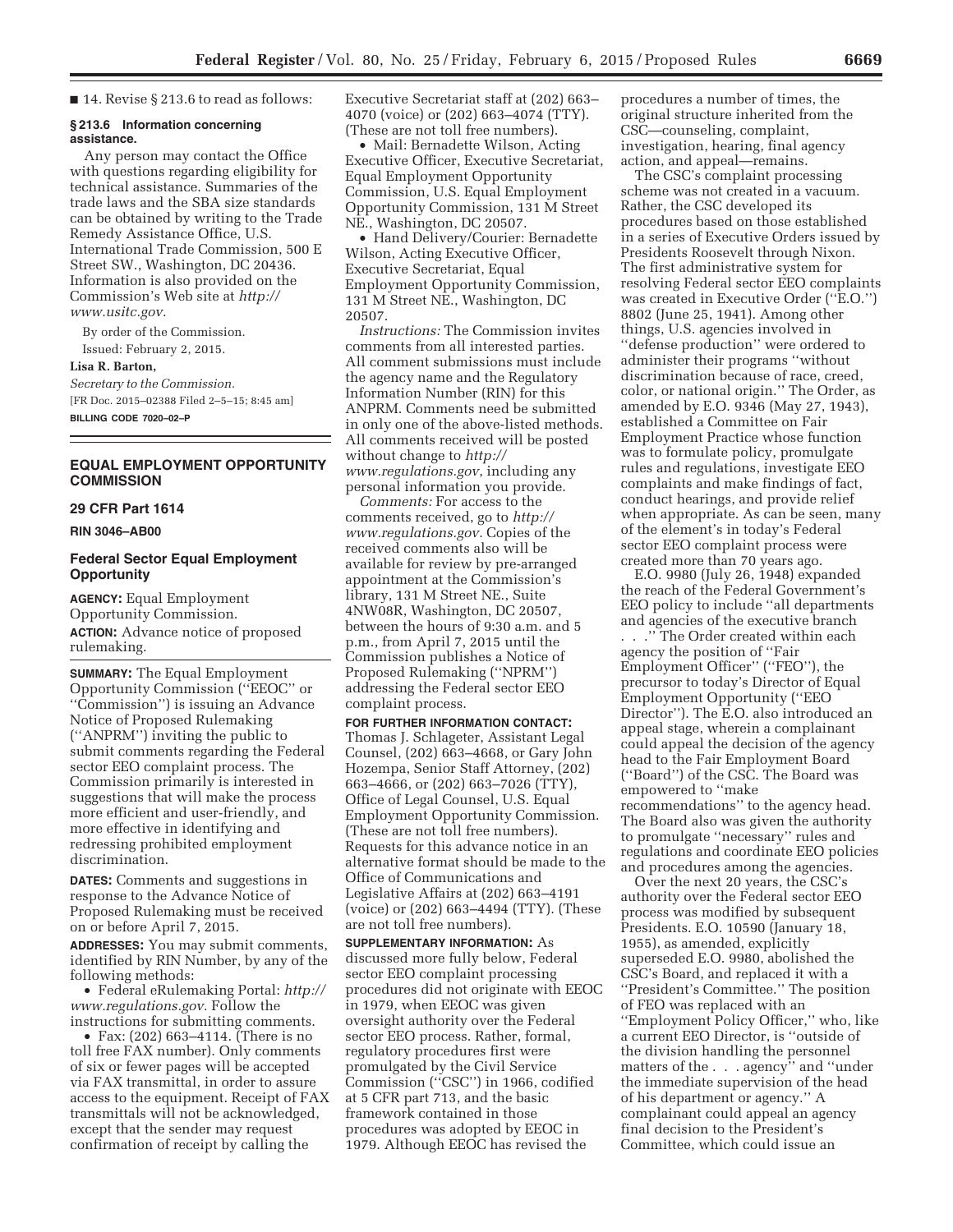■ 14. Revise § 213.6 to read as follows:

**§ 213.6 Information concerning assistance.**

Any person may contact the Office with questions regarding eligibility for technical assistance. Summaries of the trade laws and the SBA size standards can be obtained by writing to the Trade Remedy Assistance Office, U.S. International Trade Commission, 500 E Street SW., Washington, DC 20436. Information is also provided on the Commission's Web site at *http://www.usitc.gov.*

By order of the Commission.

Issued: February 2, 2015.

**Lisa R. Barton,**

*Secretary to the Commission.*

[FR Doc. 2015–02388 Filed 2–5–15; 8:45 am]

**BILLING CODE 7020–02–P**

## EQUAL EMPLOYMENT OPPORTUNITY COMMISSION

### 29 CFR Part 1614

**RIN 3046–AB00**

### Federal Sector Equal Employment Opportunity

**AGENCY:** Equal Employment Opportunity Commission.

**ACTION:** Advance notice of proposed rulemaking.

**SUMMARY:** The Equal Employment Opportunity Commission (''EEOC'' or ''Commission'') is issuing an Advance Notice of Proposed Rulemaking (''ANPRM'') inviting the public to submit comments regarding the Federal sector EEO complaint process. The Commission primarily is interested in suggestions that will make the process more efficient and user-friendly, and more effective in identifying and redressing prohibited employment discrimination.

**DATES:** Comments and suggestions in response to the Advance Notice of Proposed Rulemaking must be received on or before April 7, 2015.

**ADDRESSES:** You may submit comments, identified by RIN Number, by any of the following methods:

- Federal eRulemaking Portal: *http://www.regulations.gov.* Follow the instructions for submitting comments.
- Fax: (202) 663–4114. (There is no toll free FAX number). Only comments of six or fewer pages will be accepted via FAX transmittal, in order to assure access to the equipment. Receipt of FAX transmittals will not be acknowledged, except that the sender may request confirmation of receipt by calling the Executive Secretariat staff at (202) 663–4070 (voice) or (202) 663–4074 (TTY). (These are not toll free numbers).
- Mail: Bernadette Wilson, Acting Executive Officer, Executive Secretariat, Equal Employment Opportunity Commission, U.S. Equal Employment Opportunity Commission, 131 M Street NE., Washington, DC 20507.
- Hand Delivery/Courier: Bernadette Wilson, Acting Executive Officer, Executive Secretariat, Equal Employment Opportunity Commission, 131 M Street NE., Washington, DC 20507.

*Instructions:* The Commission invites comments from all interested parties. All comment submissions must include the agency name and the Regulatory Information Number (RIN) for this ANPRM. Comments need be submitted in only one of the above-listed methods. All comments received will be posted without change to *http://www.regulations.gov*, including any personal information you provide.

*Comments:* For access to the comments received, go to *http://www.regulations.gov.* Copies of the received comments also will be available for review by pre-arranged appointment at the Commission's library, 131 M Street NE., Suite 4NW08R, Washington, DC 20507, between the hours of 9:30 a.m. and 5 p.m., from April 7, 2015 until the Commission publishes a Notice of Proposed Rulemaking (''NPRM'') addressing the Federal sector EEO complaint process.

**FOR FURTHER INFORMATION CONTACT:** Thomas J. Schlageter, Assistant Legal Counsel, (202) 663–4668, or Gary John Hozempa, Senior Staff Attorney, (202) 663–4666, or (202) 663–7026 (TTY), Office of Legal Counsel, U.S. Equal Employment Opportunity Commission. (These are not toll free numbers). Requests for this advance notice in an alternative format should be made to the Office of Communications and Legislative Affairs at (202) 663–4191 (voice) or (202) 663–4494 (TTY). (These are not toll free numbers).

**SUPPLEMENTARY INFORMATION:** As discussed more fully below, Federal sector EEO complaint processing procedures did not originate with EEOC in 1979, when EEOC was given oversight authority over the Federal sector EEO process. Rather, formal, regulatory procedures first were promulgated by the Civil Service Commission (''CSC'') in 1966, codified at 5 CFR part 713, and the basic framework contained in those procedures was adopted by EEOC in 1979. Although EEOC has revised the procedures a number of times, the original structure inherited from the CSC—counseling, complaint, investigation, hearing, final agency action, and appeal—remains.

The CSC's complaint processing scheme was not created in a vacuum. Rather, the CSC developed its procedures based on those established in a series of Executive Orders issued by Presidents Roosevelt through Nixon. The first administrative system for resolving Federal sector EEO complaints was created in Executive Order (''E.O.'') 8802 (June 25, 1941). Among other things, U.S. agencies involved in ''defense production'' were ordered to administer their programs ''without discrimination because of race, creed, color, or national origin.'' The Order, as amended by E.O. 9346 (May 27, 1943), established a Committee on Fair Employment Practice whose function was to formulate policy, promulgate rules and regulations, investigate EEO complaints and make findings of fact, conduct hearings, and provide relief when appropriate. As can be seen, many of the element's in today's Federal sector EEO complaint process were created more than 70 years ago.

E.O. 9980 (July 26, 1948) expanded the reach of the Federal Government's EEO policy to include ''all departments and agencies of the executive branch . . .'' The Order created within each agency the position of ''Fair Employment Officer'' (''FEO''), the precursor to today's Director of Equal Employment Opportunity (''EEO Director''). The E.O. also introduced an appeal stage, wherein a complainant could appeal the decision of the agency head to the Fair Employment Board (''Board'') of the CSC. The Board was empowered to ''make recommendations'' to the agency head. The Board also was given the authority to promulgate ''necessary'' rules and regulations and coordinate EEO policies and procedures among the agencies.

Over the next 20 years, the CSC's authority over the Federal sector EEO process was modified by subsequent Presidents. E.O. 10590 (January 18, 1955), as amended, explicitly superseded E.O. 9980, abolished the CSC's Board, and replaced it with a ''President's Committee.'' The position of FEO was replaced with an ''Employment Policy Officer,'' who, like a current EEO Director, is ''outside of the division handling the personnel matters of the . . . agency'' and ''under the immediate supervision of the head of his department or agency.'' A complainant could appeal an agency final decision to the President's Committee, which could issue an